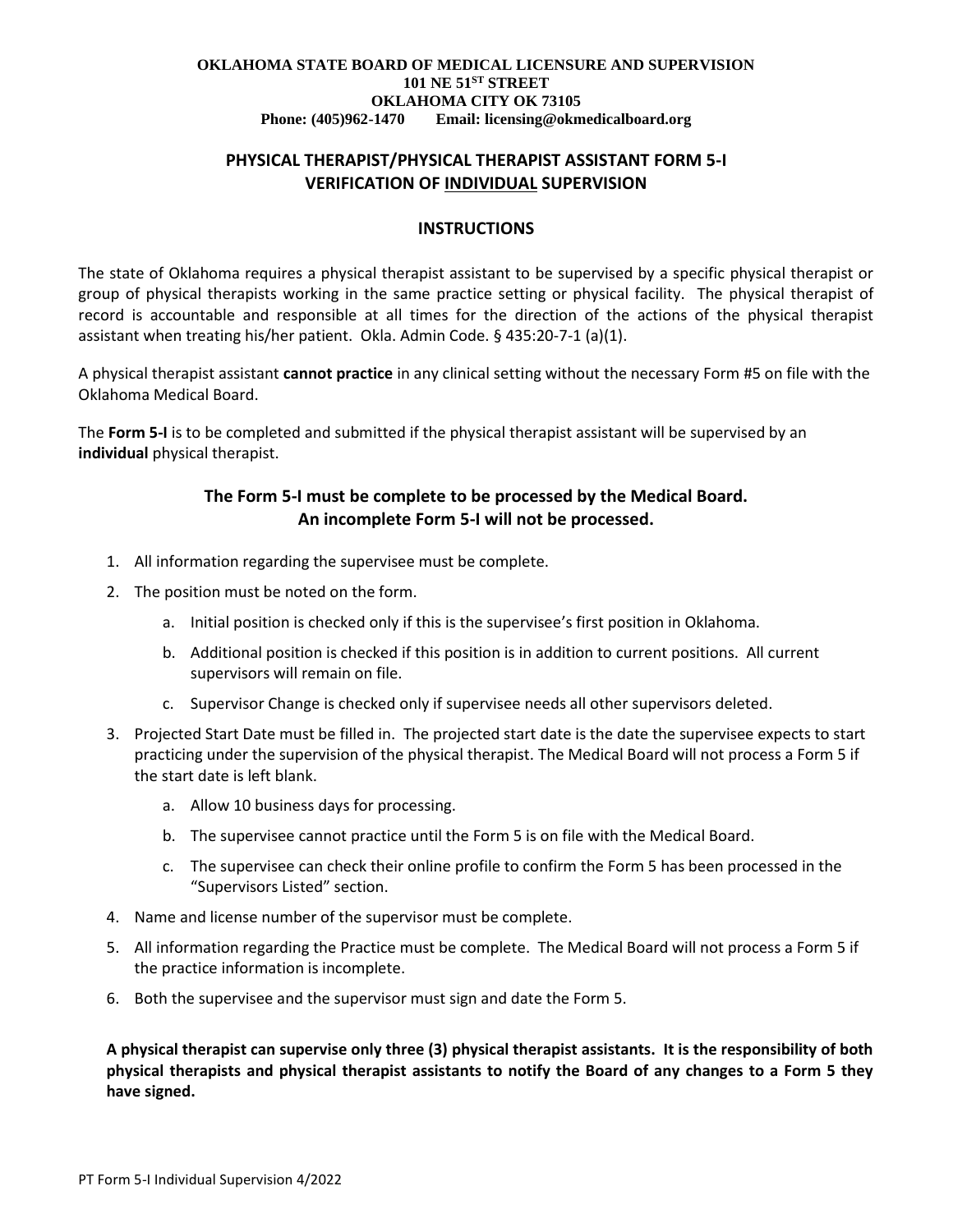**OKLAHOMA STATE BOARD OF MEDICAL LICENSURE AND SUPERVISION**
**101 NE 51ST STREET**
**OKLAHOMA CITY OK 73105**
**Phone: (405)962-1470 Email: licensing@okmedicalboard.org**

## PHYSICAL THERAPIST/PHYSICAL THERAPIST ASSISTANT FORM 5-I
## VERIFICATION OF INDIVIDUAL SUPERVISION

### INSTRUCTIONS

The state of Oklahoma requires a physical therapist assistant to be supervised by a specific physical therapist or group of physical therapists working in the same practice setting or physical facility. The physical therapist of record is accountable and responsible at all times for the direction of the actions of the physical therapist assistant when treating his/her patient. Okla. Admin Code. § 435:20-7-1 (a)(1).

A physical therapist assistant **cannot practice** in any clinical setting without the necessary Form #5 on file with the Oklahoma Medical Board.

The **Form 5-I** is to be completed and submitted if the physical therapist assistant will be supervised by an **individual** physical therapist.

**The Form 5-I must be complete to be processed by the Medical Board.**
**An incomplete Form 5-I will not be processed.**

1. All information regarding the supervisee must be complete.
2. The position must be noted on the form.
   a. Initial position is checked only if this is the supervisee's first position in Oklahoma.
   b. Additional position is checked if this position is in addition to current positions. All current supervisors will remain on file.
   c. Supervisor Change is checked only if supervisee needs all other supervisors deleted.
3. Projected Start Date must be filled in. The projected start date is the date the supervisee expects to start practicing under the supervision of the physical therapist. The Medical Board will not process a Form 5 if the start date is left blank.
   a. Allow 10 business days for processing.
   b. The supervisee cannot practice until the Form 5 is on file with the Medical Board.
   c. The supervisee can check their online profile to confirm the Form 5 has been processed in the "Supervisors Listed" section.
4. Name and license number of the supervisor must be complete.
5. All information regarding the Practice must be complete. The Medical Board will not process a Form 5 if the practice information is incomplete.
6. Both the supervisee and the supervisor must sign and date the Form 5.

**A physical therapist can supervise only three (3) physical therapist assistants. It is the responsibility of both physical therapists and physical therapist assistants to notify the Board of any changes to a Form 5 they have signed.**

PT Form 5-I Individual Supervision 4/2022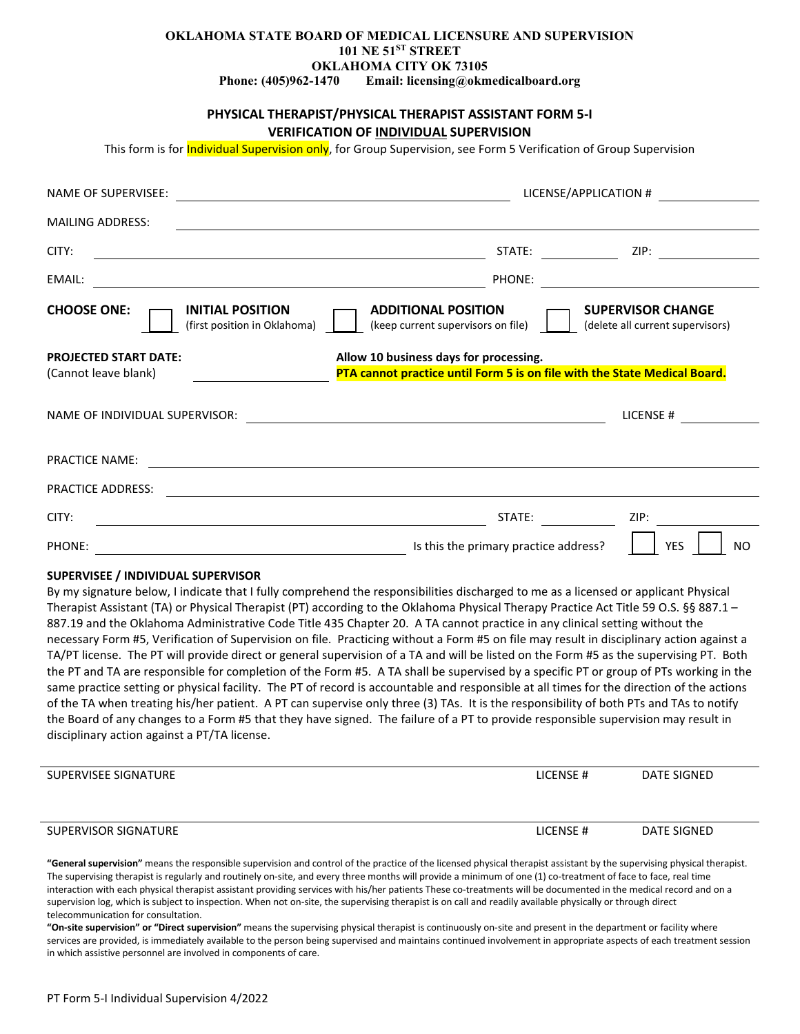**OKLAHOMA STATE BOARD OF MEDICAL LICENSURE AND SUPERVISION**
**101 NE 51ST STREET**
**OKLAHOMA CITY OK 73105**
**Phone: (405)962-1470 Email: licensing@okmedicalboard.org**

## PHYSICAL THERAPIST/PHYSICAL THERAPIST ASSISTANT FORM 5-I
## VERIFICATION OF INDIVIDUAL SUPERVISION

This form is for Individual Supervision only, for Group Supervision, see Form 5 Verification of Group Supervision

NAME OF SUPERVISEE: ______________________ LICENSE/APPLICATION # __________

MAILING ADDRESS: ______________________

CITY: ______________________ STATE: __________ ZIP: __________

EMAIL: ______________________ PHONE: __________

**CHOOSE ONE:** ☐ **INITIAL POSITION** (first position in Oklahoma) ☐ **ADDITIONAL POSITION** (keep current supervisors on file) ☐ **SUPERVISOR CHANGE** (delete all current supervisors)

**PROJECTED START DATE:** (Cannot leave blank) __________

**Allow 10 business days for processing.**
**PTA cannot practice until Form 5 is on file with the State Medical Board.**

NAME OF INDIVIDUAL SUPERVISOR: ______________________ LICENSE # __________

PRACTICE NAME: ______________________

PRACTICE ADDRESS: ______________________

CITY: ______________________ STATE: __________ ZIP: __________

PHONE: ______________________ Is this the primary practice address? ☐ YES ☐ NO

**SUPERVISEE / INDIVIDUAL SUPERVISOR**

By my signature below, I indicate that I fully comprehend the responsibilities discharged to me as a licensed or applicant Physical Therapist Assistant (TA) or Physical Therapist (PT) according to the Oklahoma Physical Therapy Practice Act Title 59 O.S. §§ 887.1 – 887.19 and the Oklahoma Administrative Code Title 435 Chapter 20. A TA cannot practice in any clinical setting without the necessary Form #5, Verification of Supervision on file. Practicing without a Form #5 on file may result in disciplinary action against a TA/PT license. The PT will provide direct or general supervision of a TA and will be listed on the Form #5 as the supervising PT. Both the PT and TA are responsible for completion of the Form #5. A TA shall be supervised by a specific PT or group of PTs working in the same practice setting or physical facility. The PT of record is accountable and responsible at all times for the direction of the actions of the TA when treating his/her patient. A PT can supervise only three (3) TAs. It is the responsibility of both PTs and TAs to notify the Board of any changes to a Form #5 that they have signed. The failure of a PT to provide responsible supervision may result in disciplinary action against a PT/TA license.

______________________
SUPERVISEE SIGNATURE LICENSE # DATE SIGNED

______________________
SUPERVISOR SIGNATURE LICENSE # DATE SIGNED

**"General supervision"** means the responsible supervision and control of the practice of the licensed physical therapist assistant by the supervising physical therapist. The supervising therapist is regularly and routinely on-site, and every three months will provide a minimum of one (1) co-treatment of face to face, real time interaction with each physical therapist assistant providing services with his/her patients These co-treatments will be documented in the medical record and on a supervision log, which is subject to inspection. When not on-site, the supervising therapist is on call and readily available physically or through direct telecommunication for consultation.

**"On-site supervision" or "Direct supervision"** means the supervising physical therapist is continuously on-site and present in the department or facility where services are provided, is immediately available to the person being supervised and maintains continued involvement in appropriate aspects of each treatment session in which assistive personnel are involved in components of care.

PT Form 5-I Individual Supervision 4/2022